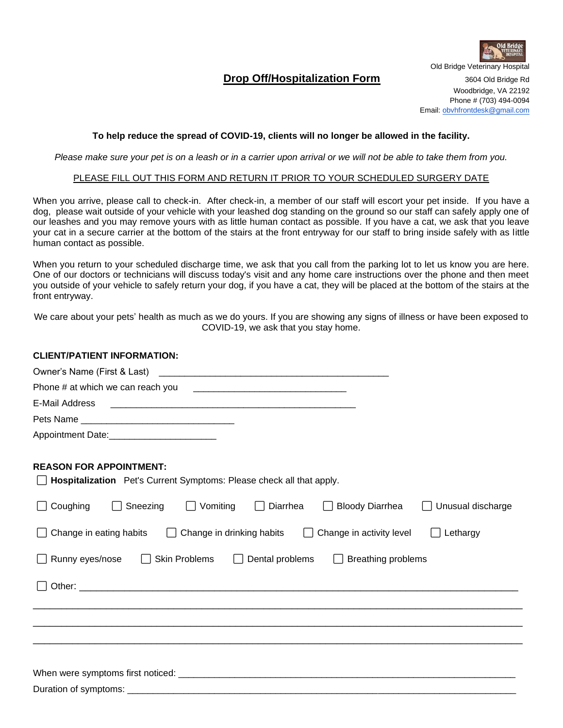Old Bridge Veterinary Hospital
3604 Old Bridge Rd
Woodbridge, VA 22192
Phone # (703) 494-0094
Email: obvhfrontdesk@gmail.com

# Drop Off/Hospitalization Form

**To help reduce the spread of COVID-19, clients will no longer be allowed in the facility.**

*Please make sure your pet is on a leash or in a carrier upon arrival or we will not be able to take them from you.*

PLEASE FILL OUT THIS FORM AND RETURN IT PRIOR TO YOUR SCHEDULED SURGERY DATE

When you arrive, please call to check-in. After check-in, a member of our staff will escort your pet inside. If you have a dog, please wait outside of your vehicle with your leashed dog standing on the ground so our staff can safely apply one of our leashes and you may remove yours with as little human contact as possible. If you have a cat, we ask that you leave your cat in a secure carrier at the bottom of the stairs at the front entryway for our staff to bring inside safely with as little human contact as possible.

When you return to your scheduled discharge time, we ask that you call from the parking lot to let us know you are here. One of our doctors or technicians will discuss today's visit and any home care instructions over the phone and then meet you outside of your vehicle to safely return your dog, if you have a cat, they will be placed at the bottom of the stairs at the front entryway.

We care about your pets' health as much as we do yours. If you are showing any signs of illness or have been exposed to COVID-19, we ask that you stay home.

**CLIENT/PATIENT INFORMATION:**

Owner's Name (First & Last) ____________________________________________

Phone # at which we can reach you ______________________________

E-Mail Address ________________________________________________

Pets Name ______________________________

Appointment Date:____________________

**REASON FOR APPOINTMENT:**

☐ **Hospitalization** Pet's Current Symptoms: Please check all that apply.

☐ Coughing ☐ Sneezing ☐ Vomiting ☐ Diarrhea ☐ Bloody Diarrhea ☐ Unusual discharge

☐ Change in eating habits ☐ Change in drinking habits ☐ Change in activity level ☐ Lethargy

☐ Runny eyes/nose ☐ Skin Problems ☐ Dental problems ☐ Breathing problems

☐ Other: ________________________________________________________________________________

________________________________________________________________________________________

________________________________________________________________________________________

________________________________________________________________________________________

When were symptoms first noticed: __________________________________________________________________

Duration of symptoms: ________________________________________________________________________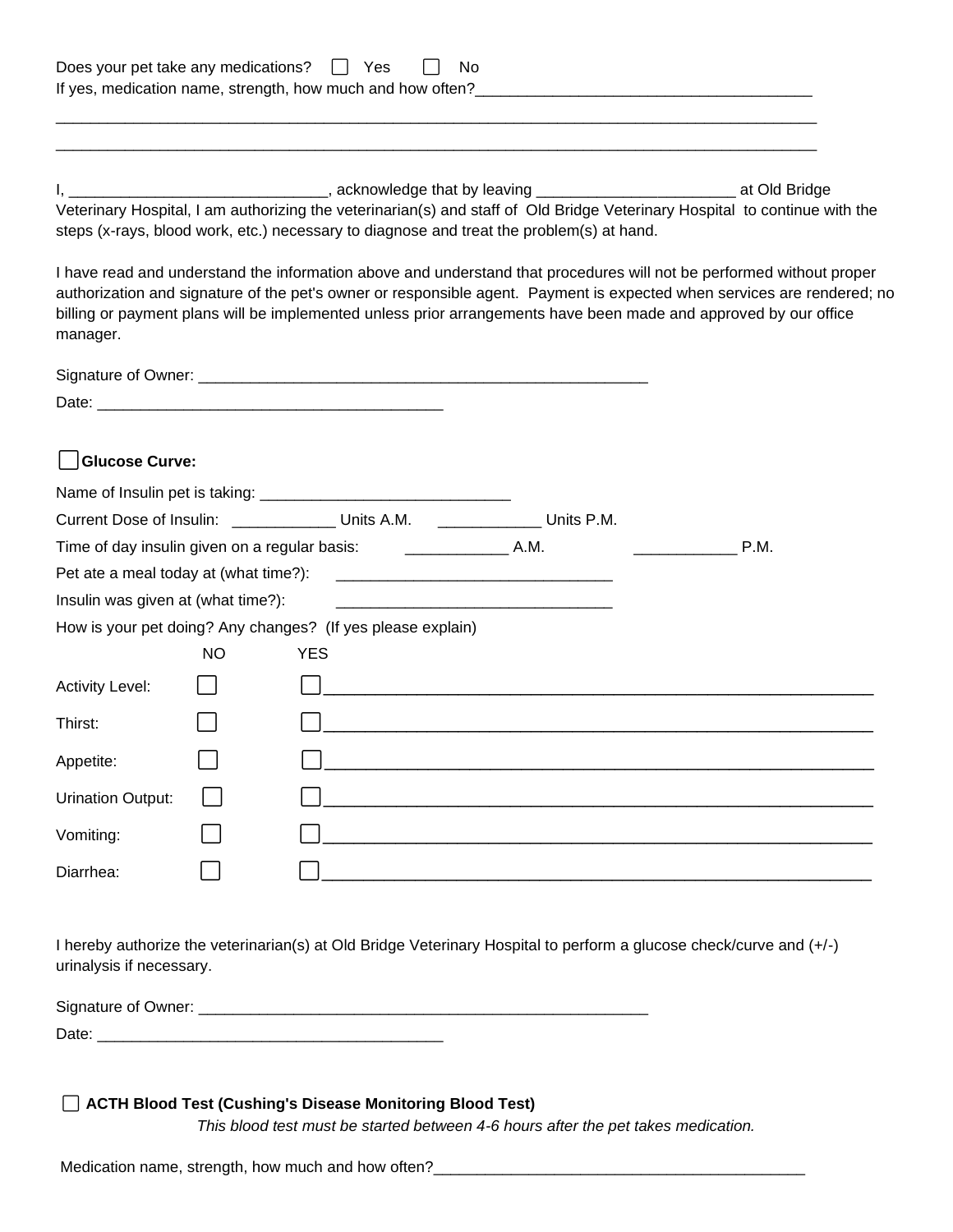Does your pet take any medications? ☐ Yes ☐ No

If yes, medication name, strength, how much and how often?________________________________________

_______________________________________________________________________________________________

_______________________________________________________________________________________________

I, ______________________________, acknowledge that by leaving _______________________ at Old Bridge Veterinary Hospital, I am authorizing the veterinarian(s) and staff of Old Bridge Veterinary Hospital to continue with the steps (x-rays, blood work, etc.) necessary to diagnose and treat the problem(s) at hand.

I have read and understand the information above and understand that procedures will not be performed without proper authorization and signature of the pet's owner or responsible agent. Payment is expected when services are rendered; no billing or payment plans will be implemented unless prior arrangements have been made and approved by our office manager.

Signature of Owner: _____________________________________________________

Date: _________________________________________

☐ **Glucose Curve:**

Name of Insulin pet is taking: _____________________________

Current Dose of Insulin: ____________ Units A.M. ____________ Units P.M.

Time of day insulin given on a regular basis: ____________ A.M. ____________ P.M.

Pet ate a meal today at (what time?): _________________________________

Insulin was given at (what time?): _________________________________

How is your pet doing? Any changes? (If yes please explain)

| | NO | YES |
|---|---|---|
| Activity Level: | ☐ | ☐ ______________________________________________ |
| Thirst: | ☐ | ☐ ______________________________________________ |
| Appetite: | ☐ | ☐ ______________________________________________ |
| Urination Output: | ☐ | ☐ ______________________________________________ |
| Vomiting: | ☐ | ☐ ______________________________________________ |
| Diarrhea: | ☐ | ☐ ______________________________________________ |

I hereby authorize the veterinarian(s) at Old Bridge Veterinary Hospital to perform a glucose check/curve and (+/-) urinalysis if necessary.

Signature of Owner: _____________________________________________________

Date: _________________________________________

☐ **ACTH Blood Test (Cushing's Disease Monitoring Blood Test)**

*This blood test must be started between 4-6 hours after the pet takes medication.*

Medication name, strength, how much and how often?____________________________________________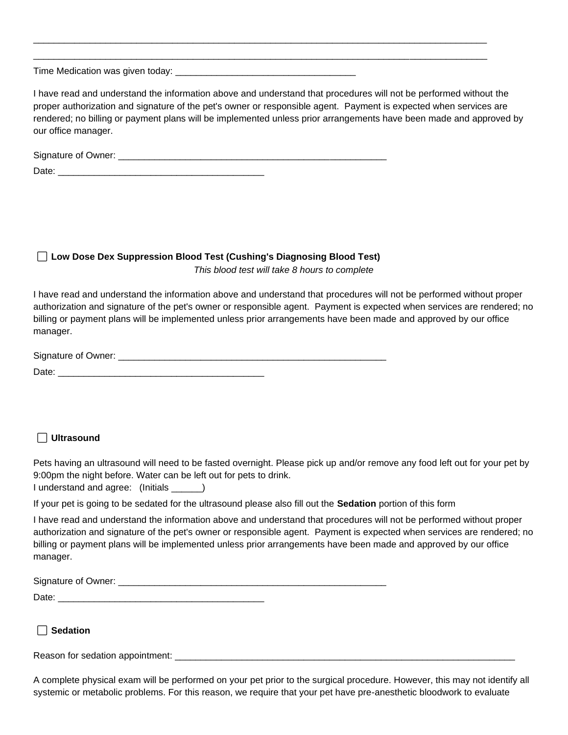_____________________________________________________________________________________

_____________________________________________________________________________________

Time Medication was given today: ___________________________________

I have read and understand the information above and understand that procedures will not be performed without the proper authorization and signature of the pet's owner or responsible agent. Payment is expected when services are rendered; no billing or payment plans will be implemented unless prior arrangements have been made and approved by our office manager.

Signature of Owner: ______________________________________________________

Date: _________________________________________

☐ **Low Dose Dex Suppression Blood Test (Cushing's Diagnosing Blood Test)**

*This blood test will take 8 hours to complete*

I have read and understand the information above and understand that procedures will not be performed without proper authorization and signature of the pet's owner or responsible agent. Payment is expected when services are rendered; no billing or payment plans will be implemented unless prior arrangements have been made and approved by our office manager.

Signature of Owner: ______________________________________________________

Date: _________________________________________

☐ **Ultrasound**

Pets having an ultrasound will need to be fasted overnight. Please pick up and/or remove any food left out for your pet by 9:00pm the night before. Water can be left out for pets to drink.
I understand and agree: (Initials ______)

If your pet is going to be sedated for the ultrasound please also fill out the **Sedation** portion of this form

I have read and understand the information above and understand that procedures will not be performed without proper authorization and signature of the pet's owner or responsible agent. Payment is expected when services are rendered; no billing or payment plans will be implemented unless prior arrangements have been made and approved by our office manager.

Signature of Owner: ______________________________________________________

Date: _________________________________________

☐ **Sedation**

Reason for sedation appointment: ______________________________________________________________________

A complete physical exam will be performed on your pet prior to the surgical procedure. However, this may not identify all systemic or metabolic problems. For this reason, we require that your pet have pre-anesthetic bloodwork to evaluate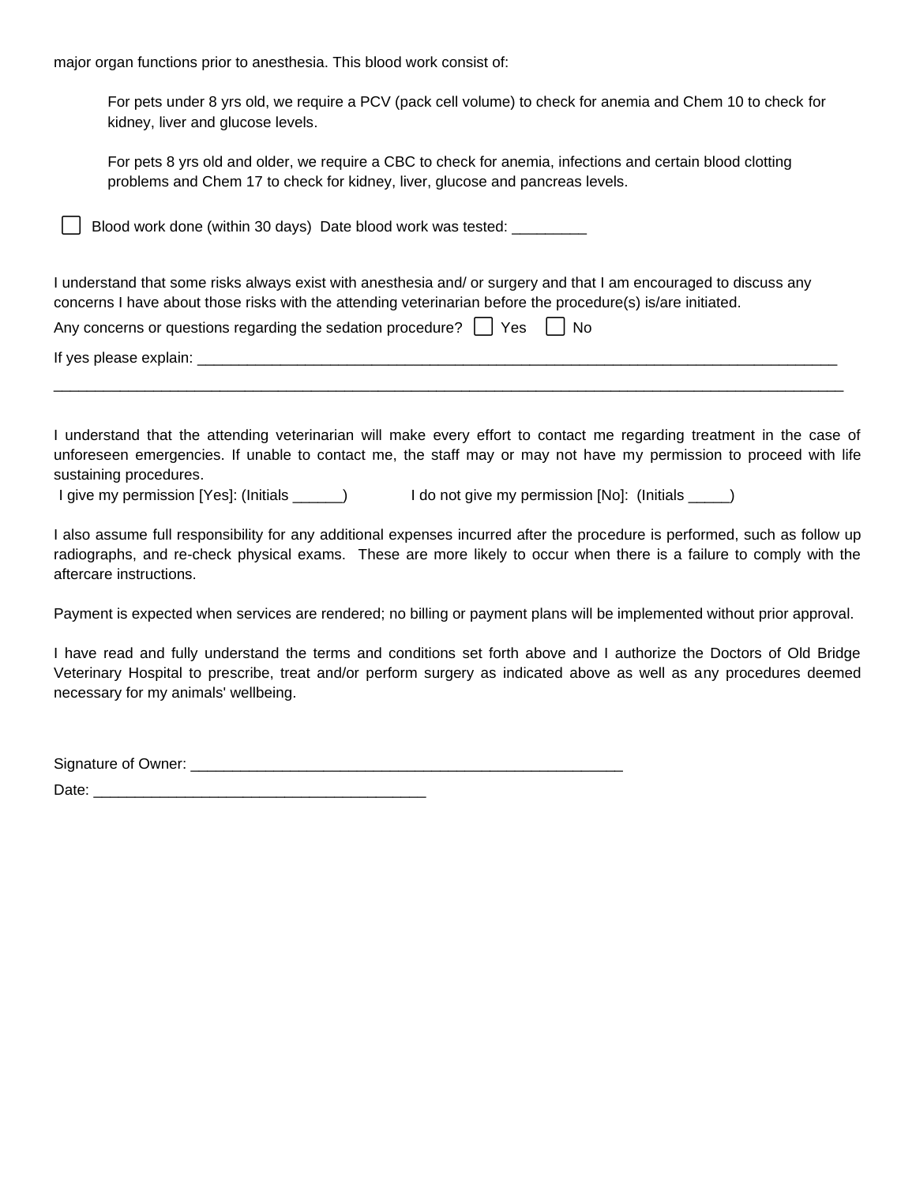major organ functions prior to anesthesia. This blood work consist of:

For pets under 8 yrs old, we require a PCV (pack cell volume) to check for anemia and Chem 10 to check for kidney, liver and glucose levels.

For pets 8 yrs old and older, we require a CBC to check for anemia, infections and certain blood clotting problems and Chem 17 to check for kidney, liver, glucose and pancreas levels.

☐ Blood work done (within 30 days) Date blood work was tested: _________

I understand that some risks always exist with anesthesia and/ or surgery and that I am encouraged to discuss any concerns I have about those risks with the attending veterinarian before the procedure(s) is/are initiated.

Any concerns or questions regarding the sedation procedure? ☐ Yes ☐ No

If yes please explain: ________________________________________________________________________________

____________________________________________________________________________________________________

I understand that the attending veterinarian will make every effort to contact me regarding treatment in the case of unforeseen emergencies. If unable to contact me, the staff may or may not have my permission to proceed with life sustaining procedures.

I give my permission [Yes]: (Initials ______) I do not give my permission [No]: (Initials _____)

I also assume full responsibility for any additional expenses incurred after the procedure is performed, such as follow up radiographs, and re-check physical exams. These are more likely to occur when there is a failure to comply with the aftercare instructions.

Payment is expected when services are rendered; no billing or payment plans will be implemented without prior approval.

I have read and fully understand the terms and conditions set forth above and I authorize the Doctors of Old Bridge Veterinary Hospital to prescribe, treat and/or perform surgery as indicated above as well as any procedures deemed necessary for my animals' wellbeing.

Signature of Owner: ______________________________________________________

Date: ________________________________________